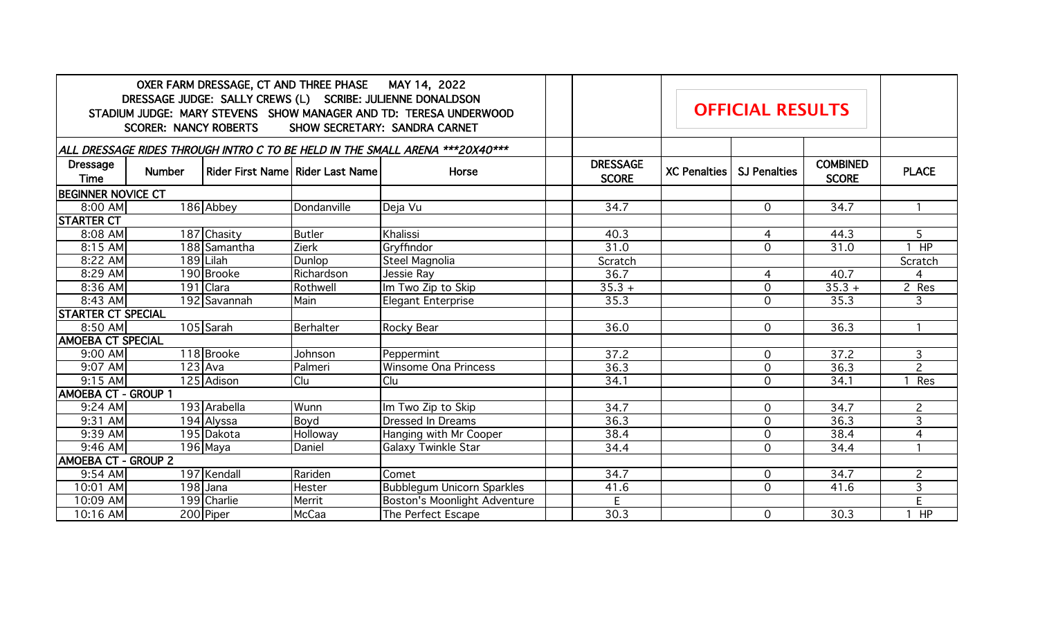OXER FARM DRESSAGE, CT AND THREE PHASE MAY 14, 2022
DRESSAGE JUDGE: SALLY CREWS (L) SCRIBE: JULIENNE DONALDSON
STADIUM JUDGE: MARY STEVENS SHOW MANAGER AND TD: TERESA UNDERWOOD
SCORER: NANCY ROBERTS SHOW SECRETARY: SANDRA CARNET

**OFFICIAL RESULTS**

*ALL DRESSAGE RIDES THROUGH INTRO C TO BE HELD IN THE SMALL ARENA \*\*\*20X40\*\*\**

| Dressage Time | Number | Rider First Name | Rider Last Name | Horse | | DRESSAGE SCORE | XC Penalties | SJ Penalties | COMBINED SCORE | PLACE |
|---|---|---|---|---|---|---|---|---|---|---|
| **BEGINNER NOVICE CT** | | | | | | | | | | |
| 8:00 AM | 186 | Abbey | Dondanville | Deja Vu | | 34.7 | | 0 | 34.7 | 1 |
| **STARTER CT** | | | | | | | | | | |
| 8:08 AM | 187 | Chasity | Butler | Khalissi | | 40.3 | | 4 | 44.3 | 5 |
| 8:15 AM | 188 | Samantha | Zierk | Gryffindor | | 31.0 | | 0 | 31.0 | 1 HP |
| 8:22 AM | 189 | Lilah | Dunlop | Steel Magnolia | | Scratch | | | | Scratch |
| 8:29 AM | 190 | Brooke | Richardson | Jessie Ray | | 36.7 | | 4 | 40.7 | 4 |
| 8:36 AM | 191 | Clara | Rothwell | Im Two Zip to Skip | | 35.3 + | | 0 | 35.3 + | 2 Res |
| 8:43 AM | 192 | Savannah | Main | Elegant Enterprise | | 35.3 | | 0 | 35.3 | 3 |
| **STARTER CT SPECIAL** | | | | | | | | | | |
| 8:50 AM | 105 | Sarah | Berhalter | Rocky Bear | | 36.0 | | 0 | 36.3 | 1 |
| **AMOEBA CT SPECIAL** | | | | | | | | | | |
| 9:00 AM | 118 | Brooke | Johnson | Peppermint | | 37.2 | | 0 | 37.2 | 3 |
| 9:07 AM | 123 | Ava | Palmeri | Winsome Ona Princess | | 36.3 | | 0 | 36.3 | 2 |
| 9:15 AM | 125 | Adison | Clu | Clu | | 34.1 | | 0 | 34.1 | 1 Res |
| **AMOEBA CT - GROUP 1** | | | | | | | | | | |
| 9:24 AM | 193 | Arabella | Wunn | Im Two Zip to Skip | | 34.7 | | 0 | 34.7 | 2 |
| 9:31 AM | 194 | Alyssa | Boyd | Dressed In Dreams | | 36.3 | | 0 | 36.3 | 3 |
| 9:39 AM | 195 | Dakota | Holloway | Hanging with Mr Cooper | | 38.4 | | 0 | 38.4 | 4 |
| 9:46 AM | 196 | Maya | Daniel | Galaxy Twinkle Star | | 34.4 | | 0 | 34.4 | 1 |
| **AMOEBA CT - GROUP 2** | | | | | | | | | | |
| 9:54 AM | 197 | Kendall | Rariden | Comet | | 34.7 | | 0 | 34.7 | 2 |
| 10:01 AM | 198 | Jana | Hester | Bubblegum Unicorn Sparkles | | 41.6 | | 0 | 41.6 | 3 |
| 10:09 AM | 199 | Charlie | Merrit | Boston's Moonlight Adventure | | E | | | | E |
| 10:16 AM | 200 | Piper | McCaa | The Perfect Escape | | 30.3 | | 0 | 30.3 | 1 HP |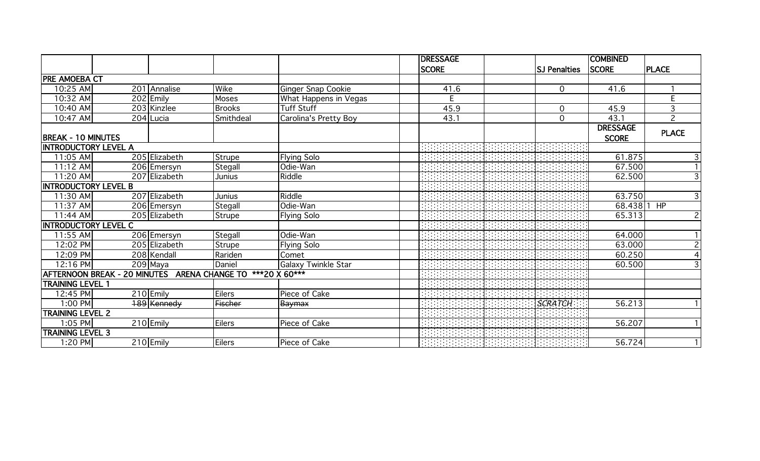| | | | | | | DRESSAGE SCORE | | SJ Penalties | COMBINED SCORE | PLACE |
|---|---|---|---|---|---|---|---|---|---|---|
| **PRE AMOEBA CT** | | | | | | | | | | |
| 10:25 AM | 201 | Annalise | Wike | Ginger Snap Cookie | | 41.6 | | 0 | 41.6 | 1 |
| 10:32 AM | 202 | Emily | Moses | What Happens in Vegas | | E | | | | E |
| 10:40 AM | 203 | Kinzlee | Brooks | Tuff Stuff | | 45.9 | | 0 | 45.9 | 3 |
| 10:47 AM | 204 | Lucia | Smithdeal | Carolina's Pretty Boy | | 43.1 | | 0 | 43.1 | 2 |
| **BREAK - 10 MINUTES** | | | | | | | | | **DRESSAGE SCORE** | **PLACE** |
| **INTRODUCTORY LEVEL A** | | | | | | | | | | |
| 11:05 AM | 205 | Elizabeth | Strupe | Flying Solo | | | | | 61.875 | 3 |
| 11:12 AM | 206 | Emersyn | Stegall | Odie-Wan | | | | | 67.500 | 1 |
| 11:20 AM | 207 | Elizabeth | Junius | Riddle | | | | | 62.500 | 3 |
| **INTRODUCTORY LEVEL B** | | | | | | | | | | |
| 11:30 AM | 207 | Elizabeth | Junius | Riddle | | | | | 63.750 | 3 |
| 11:37 AM | 206 | Emersyn | Stegall | Odie-Wan | | | | | 68.438 | 1 HP |
| 11:44 AM | 205 | Elizabeth | Strupe | Flying Solo | | | | | 65.313 | 2 |
| **INTRODUCTORY LEVEL C** | | | | | | | | | | |
| 11:55 AM | 206 | Emersyn | Stegall | Odie-Wan | | | | | 64.000 | 1 |
| 12:02 PM | 205 | Elizabeth | Strupe | Flying Solo | | | | | 63.000 | 2 |
| 12:09 PM | 208 | Kendall | Rariden | Comet | | | | | 60.250 | 4 |
| 12:16 PM | 209 | Maya | Daniel | Galaxy Twinkle Star | | | | | 60.500 | 3 |
| **AFTERNOON BREAK - 20 MINUTES ARENA CHANGE TO \*\*\*20 X 60\*\*\*** | | | | | | | | | | |
| **TRAINING LEVEL 1** | | | | | | | | | | |
| 12:45 PM | 210 | Emily | Eilers | Piece of Cake | | | | | | |
| 1:00 PM | ~~189~~ | ~~Kennedy~~ | ~~Fischer~~ | ~~Baymax~~ | | | | *SCRATCH* | 56.213 | 1 |
| **TRAINING LEVEL 2** | | | | | | | | | | |
| 1:05 PM | 210 | Emily | Eilers | Piece of Cake | | | | | 56.207 | 1 |
| **TRAINING LEVEL 3** | | | | | | | | | | |
| 1:20 PM | 210 | Emily | Eilers | Piece of Cake | | | | | 56.724 | 1 |